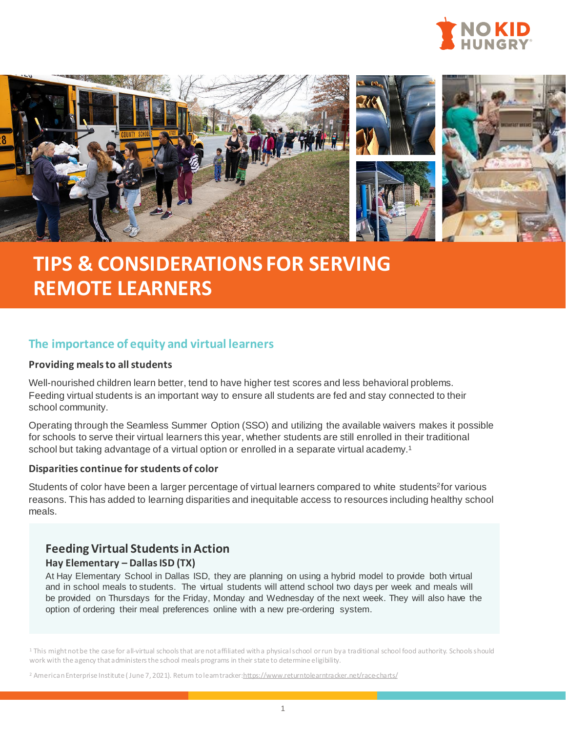# TIPS & CONSIDERATIONS FOR SERVING REMOTE LEARNERS

## The importance of equity and virtual learners

### Providing meals to all students

Well-nourished children learn better, tend to have higher test scores and less behavioral problems. Feeding virtual students is an important way to ensure all students are fed and stay connected to their school community.

Operating through the Seamless Summer Option (SSO) and utilizing the available waivers makes it possible for schools to serve their virtual learners this year, whether students are still enrolled in their traditional school but taking advantage of a virtual option or enrolled in a separate virtual academy.[1]

### Disparities continue for students of color

Students of color have been a larger percentage of virtual learners compared to white students[2] for various reasons. This has added to learning disparities and inequitable access to resources including healthy school meals.

### Feeding Virtual Students in Action

**Hay Elementary – Dallas ISD (TX)**

At Hay Elementary School in Dallas ISD, they are planning on using a hybrid model to provide both virtual and in school meals to students. The virtual students will attend school two days per week and meals will be provided on Thursdays for the Friday, Monday and Wednesday of the next week. They will also have the option of ordering their meal preferences online with a new pre-ordering system.

[1] This might not be the case for all-virtual schools that are not affiliated with a physical school or run by a traditional school food authority. Schools should work with the agency that administers the school meals programs in their state to determine eligibility.

[2] American Enterprise Institute (June 7, 2021). Return to learn tracker: https://www.returntolearntracker.net/race-charts/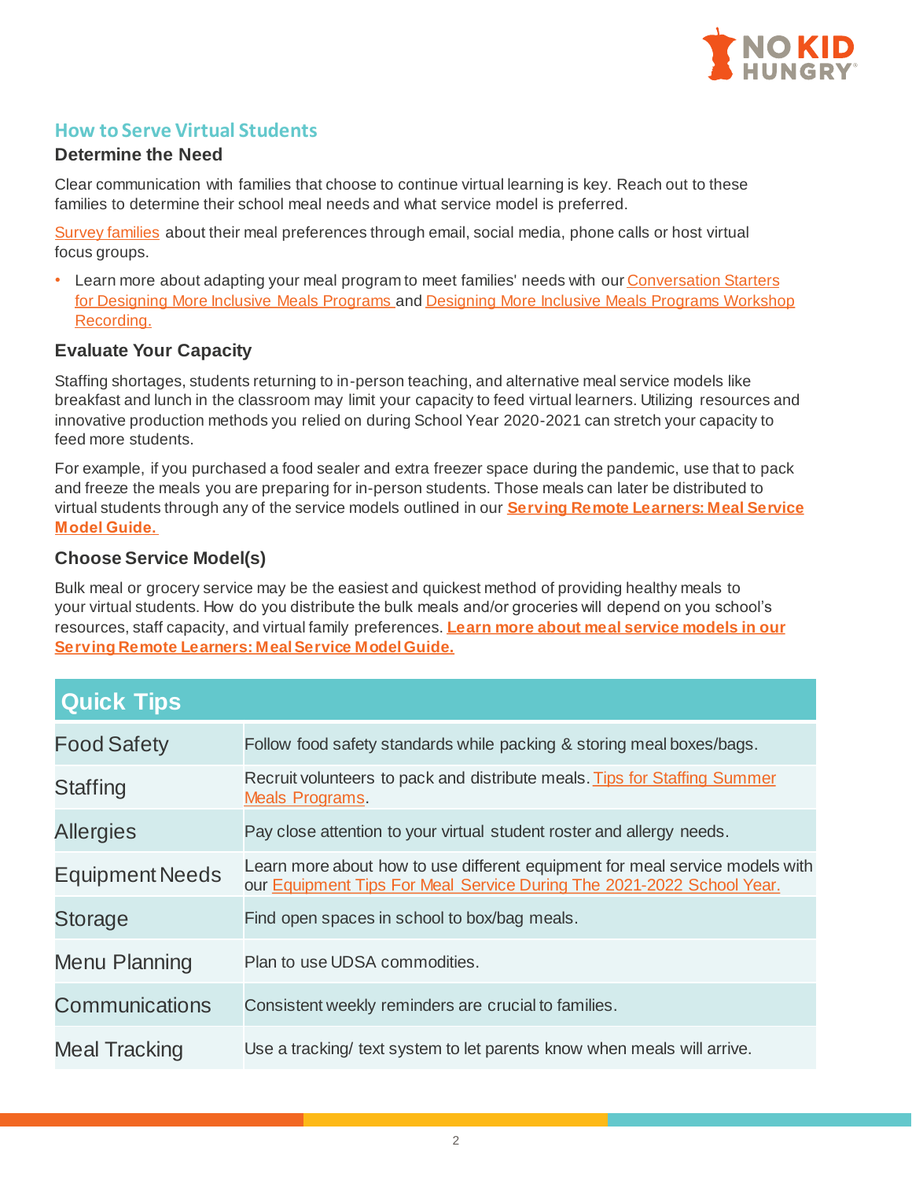## How to Serve Virtual Students

### Determine the Need

Clear communication with families that choose to continue virtual learning is key. Reach out to these families to determine their school meal needs and what service model is preferred.

Survey families about their meal preferences through email, social media, phone calls or host virtual focus groups.

- Learn more about adapting your meal program to meet families' needs with our Conversation Starters for Designing More Inclusive Meals Programs and Designing More Inclusive Meals Programs Workshop Recording.

### Evaluate Your Capacity

Staffing shortages, students returning to in-person teaching, and alternative meal service models like breakfast and lunch in the classroom may limit your capacity to feed virtual learners. Utilizing resources and innovative production methods you relied on during School Year 2020-2021 can stretch your capacity to feed more students.

For example, if you purchased a food sealer and extra freezer space during the pandemic, use that to pack and freeze the meals you are preparing for in-person students. Those meals can later be distributed to virtual students through any of the service models outlined in our **Serving Remote Learners: Meal Service Model Guide.**

### Choose Service Model(s)

Bulk meal or grocery service may be the easiest and quickest method of providing healthy meals to your virtual students. How do you distribute the bulk meals and/or groceries will depend on you school's resources, staff capacity, and virtual family preferences. **Learn more about meal service models in our Serving Remote Learners: Meal Service Model Guide.**

| Quick Tips | |
|---|---|
| Food Safety | Follow food safety standards while packing & storing meal boxes/bags. |
| Staffing | Recruit volunteers to pack and distribute meals. Tips for Staffing Summer Meals Programs. |
| Allergies | Pay close attention to your virtual student roster and allergy needs. |
| Equipment Needs | Learn more about how to use different equipment for meal service models with our Equipment Tips For Meal Service During The 2021-2022 School Year. |
| Storage | Find open spaces in school to box/bag meals. |
| Menu Planning | Plan to use UDSA commodities. |
| Communications | Consistent weekly reminders are crucial to families. |
| Meal Tracking | Use a tracking/ text system to let parents know when meals will arrive. |